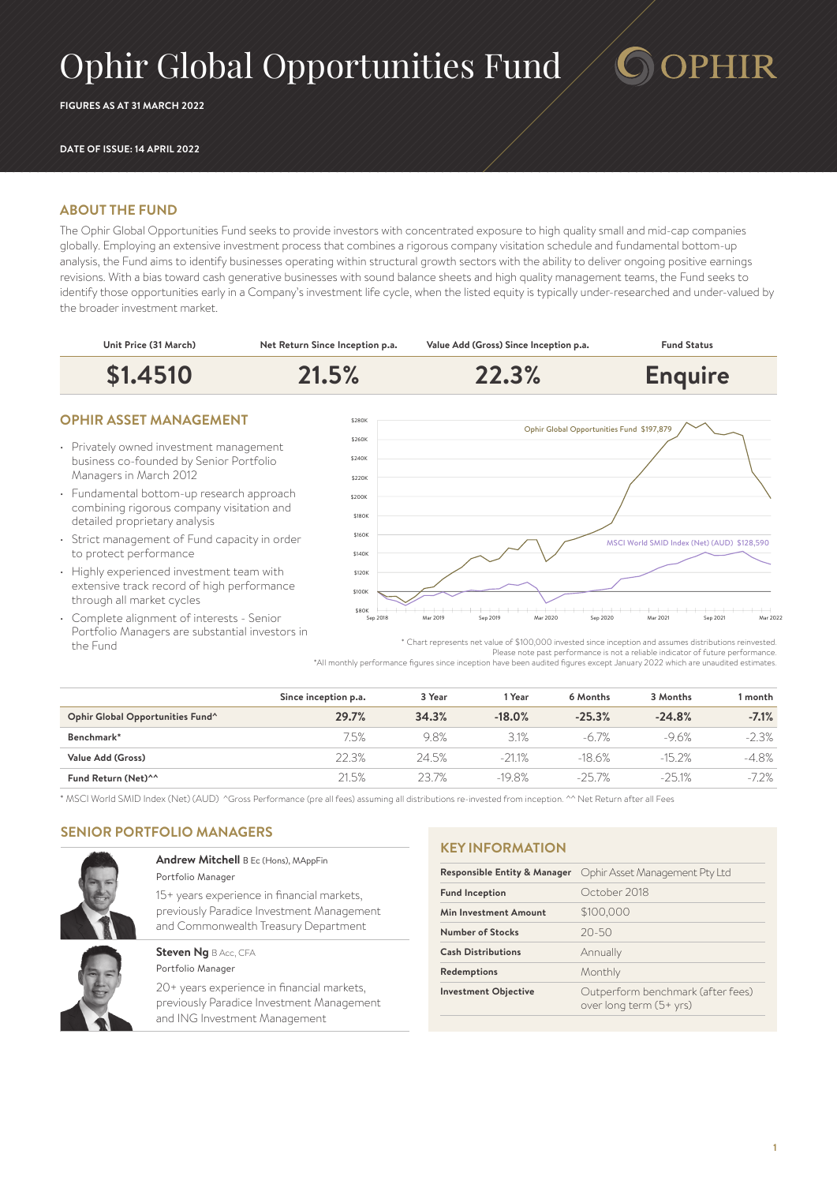# Ophir Global Opportunities Fund

**FIGURES AS AT 31 MARCH 2022**

**DATE OF ISSUE: 14 APRIL 2022**

## ABOUT THE FUND

The Ophir Global Opportunities Fund seeks to provide investors with concentrated exposure to high quality small and mid-cap companies globally. Employing an extensive investment process that combines a rigorous company visitation schedule and fundamental bottom-up analysis, the Fund aims to identify businesses operating within structural growth sectors with the ability to deliver ongoing positive earnings revisions. With a bias toward cash generative businesses with sound balance sheets and high quality management teams, the Fund seeks to identify those opportunities early in a Company's investment life cycle, when the listed equity is typically under-researched and under-valued by the broader investment market.

| Unit Price (31 March) | Net Return Since Inception p.a. | Value Add (Gross) Since Inception p.a. | Fund Status |
|---|---|---|---|
| **$1.4510** | **21.5%** | **22.3%** | **Enquire** |

## OPHIR ASSET MANAGEMENT

- Privately owned investment management business co-founded by Senior Portfolio Managers in March 2012
- Fundamental bottom-up research approach combining rigorous company visitation and detailed proprietary analysis
- Strict management of Fund capacity in order to protect performance
- Highly experienced investment team with extensive track record of high performance through all market cycles
- Complete alignment of interests - Senior Portfolio Managers are substantial investors in the Fund

Ophir Global Opportunities Fund $197,879

MSCI World SMID Index (Net) (AUD) $128,590

\* Chart represents net value of $100,000 invested since inception and assumes distributions reinvested. Please note past performance is not a reliable indicator of future performance.
\*All monthly performance figures since inception have been audited figures except January 2022 which are unaudited estimates.

| | Since inception p.a. | 3 Year | 1 Year | 6 Months | 3 Months | 1 month |
|---|---|---|---|---|---|---|
| **Ophir Global Opportunities Fund^** | **29.7%** | **34.3%** | **-18.0%** | **-25.3%** | **-24.8%** | **-7.1%** |
| **Benchmark*** | 7.5% | 9.8% | 3.1% | -6.7% | -9.6% | -2.3% |
| **Value Add (Gross)** | 22.3% | 24.5% | -21.1% | -18.6% | -15.2% | -4.8% |
| **Fund Return (Net)^^** | 21.5% | 23.7% | -19.8% | -25.7% | -25.1% | -7.2% |

\* MSCI World SMID Index (Net) (AUD) ^Gross Performance (pre all fees) assuming all distributions re-invested from inception. ^^ Net Return after all Fees

## SENIOR PORTFOLIO MANAGERS

**Andrew Mitchell** B Ec (Hons), MAppFin
Portfolio Manager

15+ years experience in financial markets, previously Paradice Investment Management and Commonwealth Treasury Department

**Steven Ng** B Acc, CFA
Portfolio Manager

20+ years experience in financial markets, previously Paradice Investment Management and ING Investment Management

## KEY INFORMATION

| | |
|---|---|
| **Responsible Entity & Manager** | Ophir Asset Management Pty Ltd |
| **Fund Inception** | October 2018 |
| **Min Investment Amount** | $100,000 |
| **Number of Stocks** | 20-50 |
| **Cash Distributions** | Annually |
| **Redemptions** | Monthly |
| **Investment Objective** | Outperform benchmark (after fees) over long term (5+ yrs) |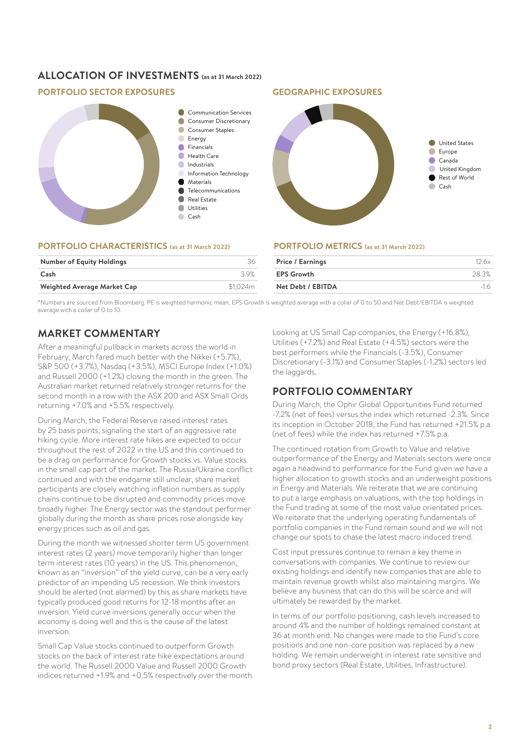## ALLOCATION OF INVESTMENTS (as at 31 March 2022)

### PORTFOLIO SECTOR EXPOSURES

- Communication Services
- Consumer Discretionary
- Consumer Staples
- Energy
- Financials
- Health Care
- Industrials
- Information Technology
- Materials
- Telecommunications
- Real Estate
- Utilities
- Cash

### GEOGRAPHIC EXPOSURES

- United States
- Europe
- Canada
- United Kingdom
- Rest of World
- Cash

### PORTFOLIO CHARACTERISTICS (as at 31 March 2022)

| | |
|---|---|
| **Number of Equity Holdings** | 36 |
| **Cash** | 3.9% |
| **Weighted Average Market Cap** | $1,024m |

### PORTFOLIO METRICS (as at 31 March 2022)

| | |
|---|---|
| **Price / Earnings** | 12.6x |
| **EPS Growth** | 28.3% |
| **Net Debt / EBITDA** | -1.6 |

*Numbers are sourced from Bloomberg. PE is weighted harmonic mean, EPS Growth is weighted average with a collar of 0 to 50 and Net Debt/EBITDA is weighted average with a collar of 0 to 10.

## MARKET COMMENTARY

After a meaningful pullback in markets across the world in February, March fared much better with the Nikkei (+5.7%), S&P 500 (+3.7%), Nasdaq (+3.5%), MSCI Europe Index (+1.0%) and Russell 2000 (+1.2%) closing the month in the green. The Australian market returned relatively stronger returns for the second month in a row with the ASX 200 and ASX Small Ords returning +7.0% and +5.5% respectively.

During March, the Federal Reserve raised interest rates by 25 basis points, signaling the start of an aggressive rate hiking cycle. More interest rate hikes are expected to occur throughout the rest of 2022 in the US and this continued to be a drag on performance for Growth stocks vs. Value stocks in the small cap part of the market. The Russia/Ukraine conflict continued and with the endgame still unclear, share market participants are closely watching inflation numbers as supply chains continue to be disrupted and commodity prices move broadly higher. The Energy sector was the standout performer globally during the month as share prices rose alongside key energy prices such as oil and gas.

During the month we witnessed shorter term US government interest rates (2 years) move temporarily higher than longer term interest rates (10 years) in the US. This phenomenon, known as an "inversion" of the yield curve, can be a very early predictor of an impending US recession. We think investors should be alerted (not alarmed) by this as share markets have typically produced good returns for 12-18 months after an inversion. Yield curve inversions generally occur when the economy is doing well and this is the cause of the latest inversion.

Small Cap Value stocks continued to outperform Growth stocks on the back of interest rate hike expectations around the world. The Russell 2000 Value and Russell 2000 Growth indices returned +1.9% and +0.5% respectively over the month.

Looking at US Small Cap companies, the Energy (+16.8%), Utilities (+7.2%) and Real Estate (+4.5%) sectors were the best performers while the Financials (-3.5%), Consumer Discretionary (-3.1%) and Consumer Staples (-1.2%) sectors led the laggards.

## PORTFOLIO COMMENTARY

During March, the Ophir Global Opportunities Fund returned -7.2% (net of fees) versus the index which returned -2.3%. Since its inception in October 2018, the Fund has returned +21.5% p.a. (net of fees) while the index has returned +7.5% p.a.

The continued rotation from Growth to Value and relative outperformance of the Energy and Materials sectors were once again a headwind to performance for the Fund given we have a higher allocation to growth stocks and an underweight positions in Energy and Materials. We reiterate that we are continuing to put a large emphasis on valuations, with the top holdings in the Fund trading at some of the most value orientated prices. We reiterate that the underlying operating fundamentals of portfolio companies in the Fund remain sound and we will not change our spots to chase the latest macro induced trend.

Cost input pressures continue to remain a key theme in conversations with companies. We continue to review our existing holdings and identify new companies that are able to maintain revenue growth whilst also maintaining margins. We believe any business that can do this will be scarce and will ultimately be rewarded by the market.

In terms of our portfolio positioning, cash levels increased to around 4% and the number of holdings remained constant at 36 at month end. No changes were made to the Fund's core positions and one non-core position was replaced by a new holding. We remain underweight in interest rate sensitive and bond proxy sectors (Real Estate, Utilities, Infrastructure).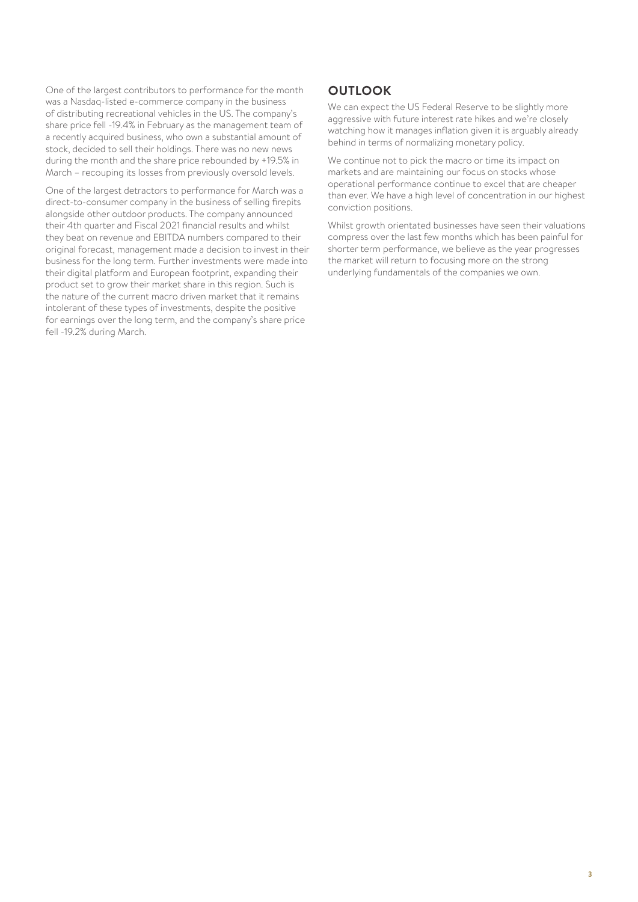One of the largest contributors to performance for the month was a Nasdaq-listed e-commerce company in the business of distributing recreational vehicles in the US. The company's share price fell -19.4% in February as the management team of a recently acquired business, who own a substantial amount of stock, decided to sell their holdings. There was no new news during the month and the share price rebounded by +19.5% in March – recouping its losses from previously oversold levels.

One of the largest detractors to performance for March was a direct-to-consumer company in the business of selling firepits alongside other outdoor products. The company announced their 4th quarter and Fiscal 2021 financial results and whilst they beat on revenue and EBITDA numbers compared to their original forecast, management made a decision to invest in their business for the long term. Further investments were made into their digital platform and European footprint, expanding their product set to grow their market share in this region. Such is the nature of the current macro driven market that it remains intolerant of these types of investments, despite the positive for earnings over the long term, and the company's share price fell -19.2% during March.

## OUTLOOK

We can expect the US Federal Reserve to be slightly more aggressive with future interest rate hikes and we're closely watching how it manages inflation given it is arguably already behind in terms of normalizing monetary policy.

We continue not to pick the macro or time its impact on markets and are maintaining our focus on stocks whose operational performance continue to excel that are cheaper than ever. We have a high level of concentration in our highest conviction positions.

Whilst growth orientated businesses have seen their valuations compress over the last few months which has been painful for shorter term performance, we believe as the year progresses the market will return to focusing more on the strong underlying fundamentals of the companies we own.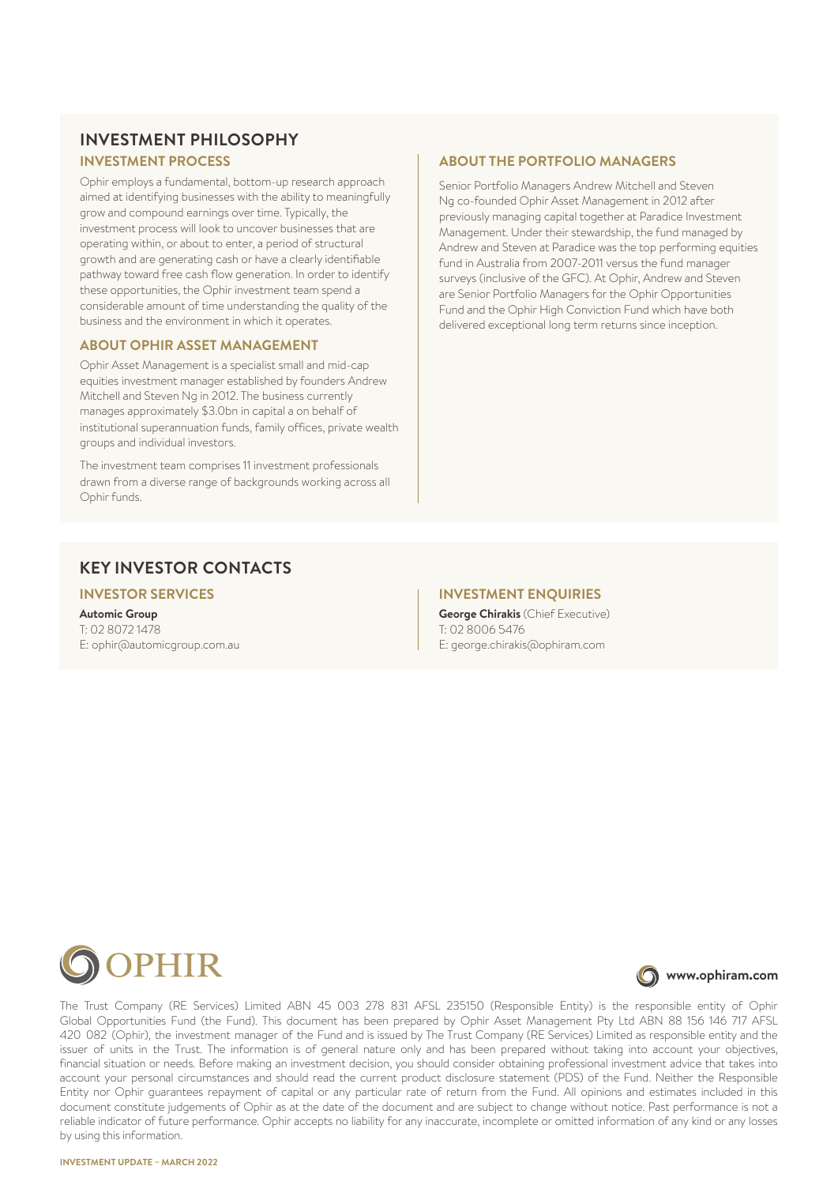# INVESTMENT PHILOSOPHY

## INVESTMENT PROCESS

Ophir employs a fundamental, bottom-up research approach aimed at identifying businesses with the ability to meaningfully grow and compound earnings over time. Typically, the investment process will look to uncover businesses that are operating within, or about to enter, a period of structural growth and are generating cash or have a clearly identifiable pathway toward free cash flow generation. In order to identify these opportunities, the Ophir investment team spend a considerable amount of time understanding the quality of the business and the environment in which it operates.

## ABOUT OPHIR ASSET MANAGEMENT

Ophir Asset Management is a specialist small and mid-cap equities investment manager established by founders Andrew Mitchell and Steven Ng in 2012. The business currently manages approximately $3.0bn in capital a on behalf of institutional superannuation funds, family offices, private wealth groups and individual investors.

The investment team comprises 11 investment professionals drawn from a diverse range of backgrounds working across all Ophir funds.

## ABOUT THE PORTFOLIO MANAGERS

Senior Portfolio Managers Andrew Mitchell and Steven Ng co-founded Ophir Asset Management in 2012 after previously managing capital together at Paradice Investment Management. Under their stewardship, the fund managed by Andrew and Steven at Paradice was the top performing equities fund in Australia from 2007-2011 versus the fund manager surveys (inclusive of the GFC). At Ophir, Andrew and Steven are Senior Portfolio Managers for the Ophir Opportunities Fund and the Ophir High Conviction Fund which have both delivered exceptional long term returns since inception.

# KEY INVESTOR CONTACTS

## INVESTOR SERVICES

**Automic Group**
T: 02 8072 1478
E: ophir@automicgroup.com.au

## INVESTMENT ENQUIRIES

**George Chirakis** (Chief Executive)
T: 02 8006 5476
E: george.chirakis@ophiram.com

OPHIR

**www.ophiram.com**

The Trust Company (RE Services) Limited ABN 45 003 278 831 AFSL 235150 (Responsible Entity) is the responsible entity of Ophir Global Opportunities Fund (the Fund). This document has been prepared by Ophir Asset Management Pty Ltd ABN 88 156 146 717 AFSL 420 082 (Ophir), the investment manager of the Fund and is issued by The Trust Company (RE Services) Limited as responsible entity and the issuer of units in the Trust. The information is of general nature only and has been prepared without taking into account your objectives, financial situation or needs. Before making an investment decision, you should consider obtaining professional investment advice that takes into account your personal circumstances and should read the current product disclosure statement (PDS) of the Fund. Neither the Responsible Entity nor Ophir guarantees repayment of capital or any particular rate of return from the Fund. All opinions and estimates included in this document constitute judgements of Ophir as at the date of the document and are subject to change without notice. Past performance is not a reliable indicator of future performance. Ophir accepts no liability for any inaccurate, incomplete or omitted information of any kind or any losses by using this information.